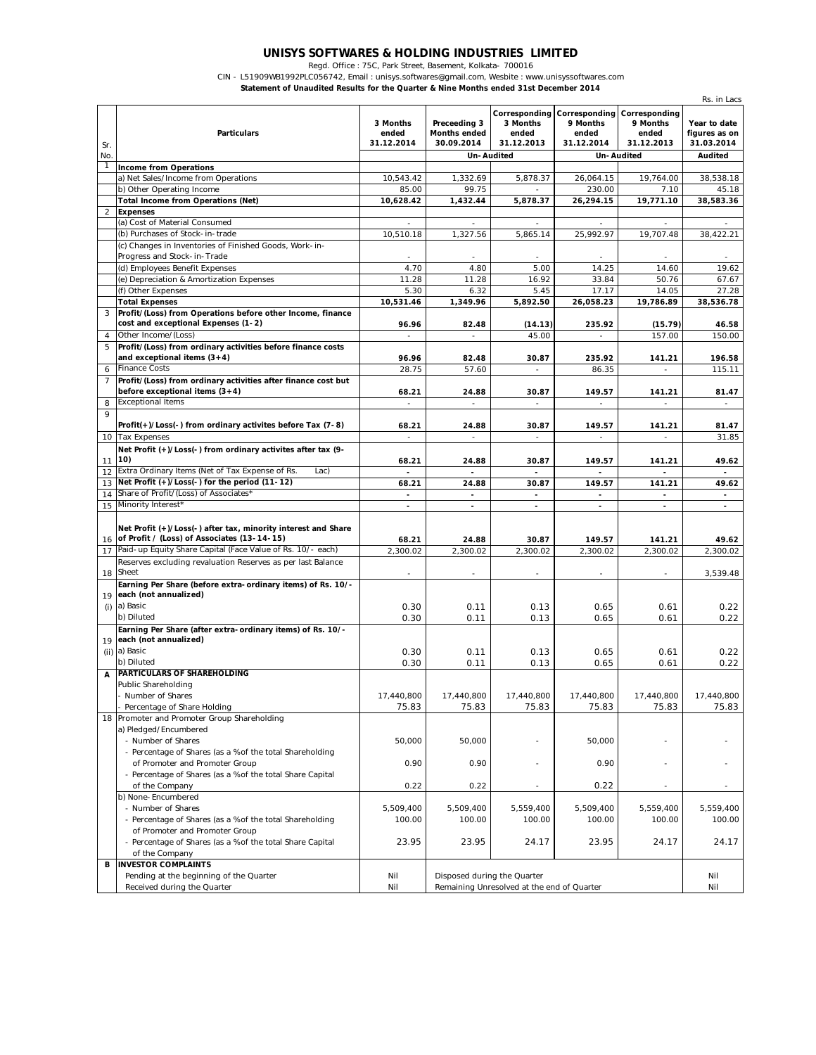# UNISYS SOFTWARES & HOLDING INDUSTRIES LIMITED

Regd. Office : 75C, Park Street, Basement, Kolkata- 700016

CIN - L51909WB1992PLC056742, Email : unisys.softwares@gmail.com, Wesbite : www.unisyssoftwares.com

**Statement of Unaudited Results for the Quarter & Nine Months ended 31st December 2014**

Rs. in Lacs

| Sr. No. | Particulars | 3 Months ended 31.12.2014 | Preceeding 3 Months ended 30.09.2014 | Corresponding 3 Months ended 31.12.2013 | Corresponding 9 Months ended 31.12.2014 | Corresponding 9 Months ended 31.12.2013 | Year to date figures as on 31.03.2014 |
|---|---|---|---|---|---|---|---|
| | | | Un-Audited | | Un-Audited | | Audited |
| 1 | **Income from Operations** | | | | | | |
| | a) Net Sales/Income from Operations | 10,543.42 | 1,332.69 | 5,878.37 | 26,064.15 | 19,764.00 | 38,538.18 |
| | b) Other Operating Income | 85.00 | 99.75 | - | 230.00 | 7.10 | 45.18 |
| | **Total Income from Operations (Net)** | **10,628.42** | **1,432.44** | **5,878.37** | **26,294.15** | **19,771.10** | **38,583.36** |
| 2 | **Expenses** | | | | | | |
| | (a) Cost of Material Consumed | - | - | - | - | - | - |
| | (b) Purchases of Stock-in-trade | 10,510.18 | 1,327.56 | 5,865.14 | 25,992.97 | 19,707.48 | 38,422.21 |
| | (c) Changes in Inventories of Finished Goods, Work-in-Progress and Stock-in-Trade | - | - | - | - | - | - |
| | (d) Employees Benefit Expenses | 4.70 | 4.80 | 5.00 | 14.25 | 14.60 | 19.62 |
| | (e) Depreciation & Amortization Expenses | 11.28 | 11.28 | 16.92 | 33.84 | 50.76 | 67.67 |
| | (f) Other Expenses | 5.30 | 6.32 | 5.45 | 17.17 | 14.05 | 27.28 |
| | **Total Expenses** | **10,531.46** | **1,349.96** | **5,892.50** | **26,058.23** | **19,786.89** | **38,536.78** |
| 3 | **Profit/(Loss) from Operations before other Income, finance cost and exceptional Expenses (1-2)** | **96.96** | **82.48** | **(14.13)** | **235.92** | **(15.79)** | **46.58** |
| 4 | Other Income/(Loss) | - | - | 45.00 | - | 157.00 | 150.00 |
| 5 | **Profit/(Loss) from ordinary activities before finance costs and exceptional items (3+4)** | **96.96** | **82.48** | **30.87** | **235.92** | **141.21** | **196.58** |
| 6 | Finance Costs | 28.75 | 57.60 | - | 86.35 | - | 115.11 |
| 7 | **Profit/(Loss) from ordinary activities after finance cost but before exceptional items (3+4)** | **68.21** | **24.88** | **30.87** | **149.57** | **141.21** | **81.47** |
| 8 | Exceptional Items | - | - | - | - | - | - |
| 9 | **Profit(+)/Loss(-) from ordinary activites before Tax (7-8)** | **68.21** | **24.88** | **30.87** | **149.57** | **141.21** | **81.47** |
| 10 | Tax Expenses | - | - | - | - | - | 31.85 |
| 11 | **Net Profit (+)/Loss(-) from ordinary activites after tax (9-10)** | **68.21** | **24.88** | **30.87** | **149.57** | **141.21** | **49.62** |
| 12 | Extra Ordinary Items (Net of Tax Expense of Rs. Lac) | - | - | - | - | - | - |
| 13 | **Net Profit (+)/Loss(-) for the period (11-12)** | **68.21** | **24.88** | **30.87** | **149.57** | **141.21** | **49.62** |
| 14 | Share of Profit/(Loss) of Associates* | - | - | - | - | - | - |
| 15 | Minority Interest* | - | - | - | - | - | - |
| 16 | **Net Profit (+)/Loss(-) after tax, minority interest and Share of Profit / (Loss) of Associates (13-14-15)** | **68.21** | **24.88** | **30.87** | **149.57** | **141.21** | **49.62** |
| 17 | Paid-up Equity Share Capital (Face Value of Rs. 10/- each) | 2,300.02 | 2,300.02 | 2,300.02 | 2,300.02 | 2,300.02 | 2,300.02 |
| 18 | Reserves excluding revaluation Reserves as per last Balance Sheet | - | - | - | - | - | 3,539.48 |
| 19 (i) | **Earning Per Share (before extra-ordinary items) of Rs. 10/- each (not annualized)** | | | | | | |
| | a) Basic | 0.30 | 0.11 | 0.13 | 0.65 | 0.61 | 0.22 |
| | b) Diluted | 0.30 | 0.11 | 0.13 | 0.65 | 0.61 | 0.22 |
| 19 (ii) | **Earning Per Share (after extra-ordinary items) of Rs. 10/- each (not annualized)** | | | | | | |
| | a) Basic | 0.30 | 0.11 | 0.13 | 0.65 | 0.61 | 0.22 |
| | b) Diluted | 0.30 | 0.11 | 0.13 | 0.65 | 0.61 | 0.22 |
| **A** | **PARTICULARS OF SHAREHOLDING** | | | | | | |
| | Public Shareholding | | | | | | |
| | - Number of Shares | 17,440,800 | 17,440,800 | 17,440,800 | 17,440,800 | 17,440,800 | 17,440,800 |
| | - Percentage of Share Holding | 75.83 | 75.83 | 75.83 | 75.83 | 75.83 | 75.83 |
| 18 | Promoter and Promoter Group Shareholding | | | | | | |
| | a) Pledged/Encumbered | | | | | | |
| | - Number of Shares | 50,000 | 50,000 | - | 50,000 | - | - |
| | - Percentage of Shares (as a % of the total Shareholding of Promoter and Promoter Group | 0.90 | 0.90 | - | 0.90 | - | - |
| | - Percentage of Shares (as a % of the total Share Capital of the Company | 0.22 | 0.22 | - | 0.22 | - | - |
| | b) None-Encumbered | | | | | | |
| | - Number of Shares | 5,509,400 | 5,509,400 | 5,559,400 | 5,509,400 | 5,559,400 | 5,559,400 |
| | - Percentage of Shares (as a % of the total Shareholding of Promoter and Promoter Group | 100.00 | 100.00 | 100.00 | 100.00 | 100.00 | 100.00 |
| | - Percentage of Shares (as a % of the total Share Capital of the Company | 23.95 | 23.95 | 24.17 | 23.95 | 24.17 | 24.17 |
| **B** | **INVESTOR COMPLAINTS** | | | | | | |
| | Pending at the beginning of the Quarter | Nil | Disposed during the Quarter | | | | Nil |
| | Received during the Quarter | Nil | Remaining Unresolved at the end of Quarter | | | | Nil |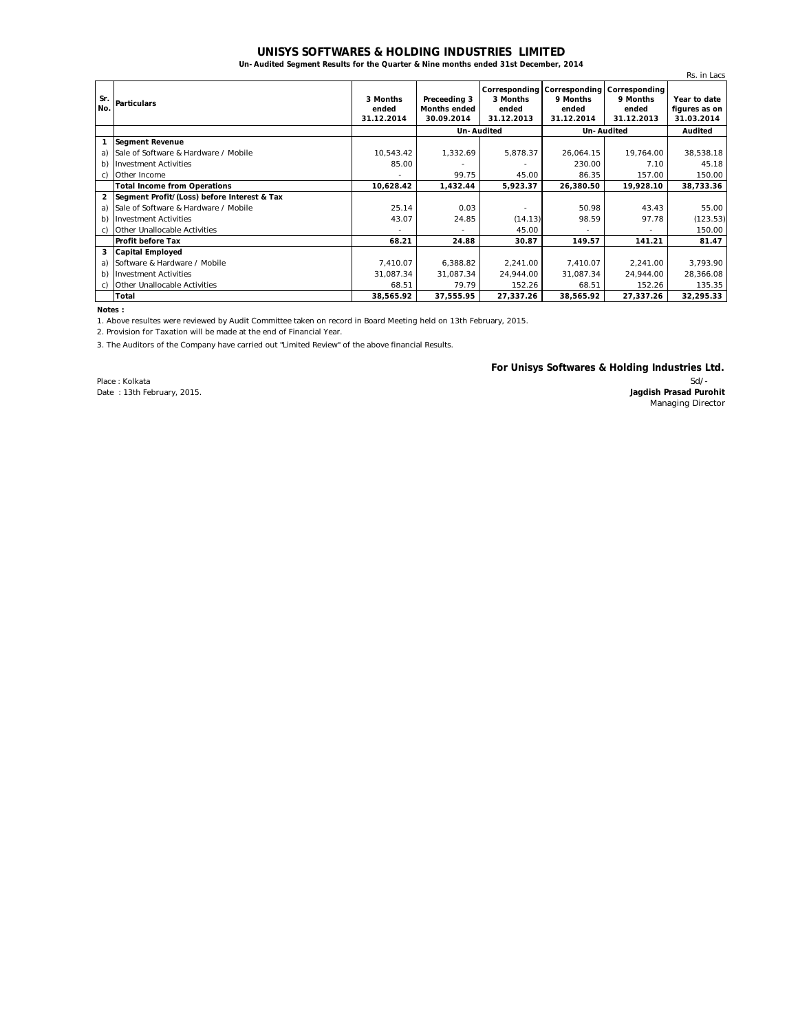# UNISYS SOFTWARES & HOLDING INDUSTRIES LIMITED

**Un-Audited Segment Results for the Quarter & Nine months ended 31st December, 2014**

Rs. in Lacs

| Sr. No. | Particulars | 3 Months ended 31.12.2014 | Preceeding 3 Months ended 30.09.2014 | Corresponding 3 Months ended 31.12.2013 | Corresponding 9 Months ended 31.12.2014 | Corresponding 9 Months ended 31.12.2013 | Year to date figures as on 31.03.2014 |
|---|---|---|---|---|---|---|---|
| | | | Un-Audited | | Un-Audited | | Audited |
| **1** | **Segment Revenue** | | | | | | |
| a) | Sale of Software & Hardware / Mobile | 10,543.42 | 1,332.69 | 5,878.37 | 26,064.15 | 19,764.00 | 38,538.18 |
| b) | Investment Activities | 85.00 | - | - | 230.00 | 7.10 | 45.18 |
| c) | Other Income | - | 99.75 | 45.00 | 86.35 | 157.00 | 150.00 |
| | **Total Income from Operations** | **10,628.42** | **1,432.44** | **5,923.37** | **26,380.50** | **19,928.10** | **38,733.36** |
| **2** | **Segment Profit/(Loss) before Interest & Tax** | | | | | | |
| a) | Sale of Software & Hardware / Mobile | 25.14 | 0.03 | - | 50.98 | 43.43 | 55.00 |
| b) | Investment Activities | 43.07 | 24.85 | (14.13) | 98.59 | 97.78 | (123.53) |
| c) | Other Unallocable Activities | - | - | 45.00 | - | - | 150.00 |
| | **Profit before Tax** | **68.21** | **24.88** | **30.87** | **149.57** | **141.21** | **81.47** |
| **3** | **Capital Employed** | | | | | | |
| a) | Software & Hardware / Mobile | 7,410.07 | 6,388.82 | 2,241.00 | 7,410.07 | 2,241.00 | 3,793.90 |
| b) | Investment Activities | 31,087.34 | 31,087.34 | 24,944.00 | 31,087.34 | 24,944.00 | 28,366.08 |
| c) | Other Unallocable Activities | 68.51 | 79.79 | 152.26 | 68.51 | 152.26 | 135.35 |
| | **Total** | **38,565.92** | **37,555.95** | **27,337.26** | **38,565.92** | **27,337.26** | **32,295.33** |

**Notes :**

1. Above resultes were reviewed by Audit Committee taken on record in Board Meeting held on 13th February, 2015.
2. Provision for Taxation will be made at the end of Financial Year.
3. The Auditors of the Company have carried out "Limited Review" of the above financial Results.

**For Unisys Softwares & Holding Industries Ltd.**

Sd/-

**Jagdish Prasad Purohit**

Managing Director

Place : Kolkata

Date : 13th February, 2015.